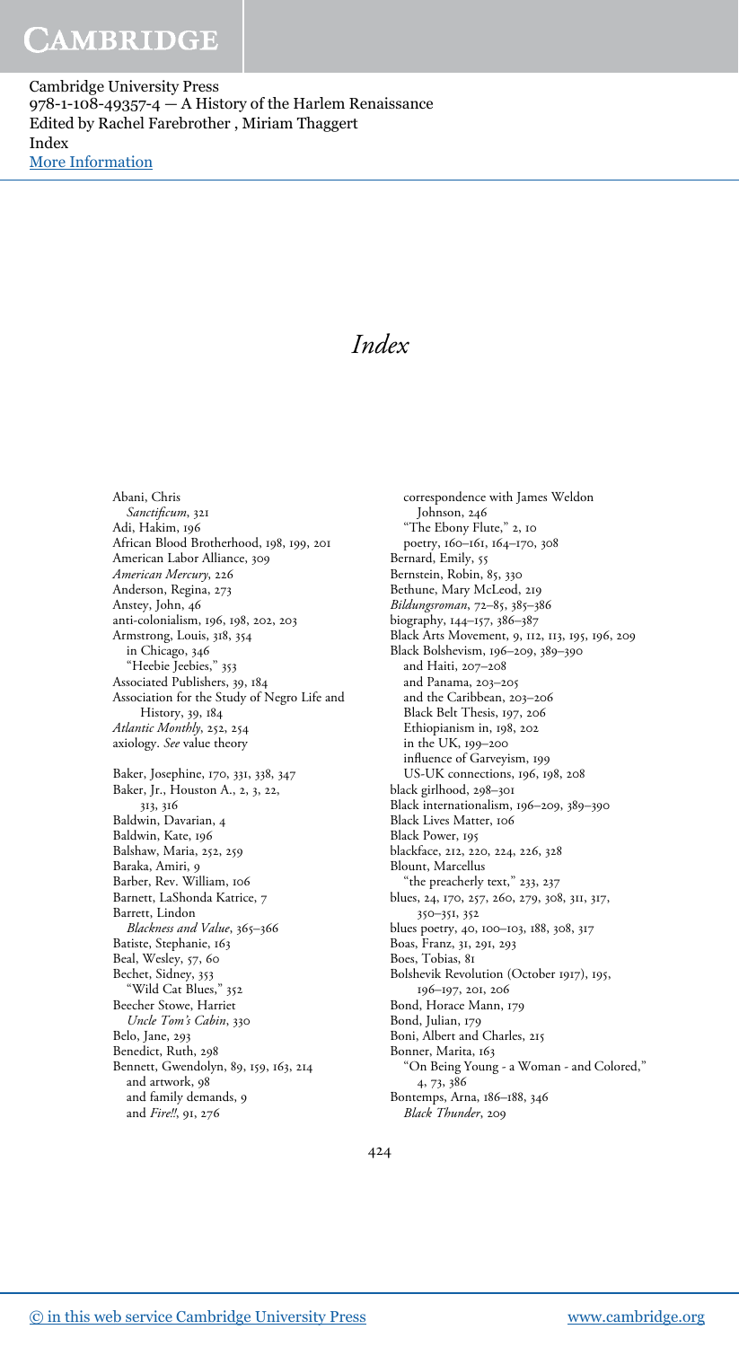# Index

Abani, Chris
  *Sanctificum*, 321
Adi, Hakim, 196
African Blood Brotherhood, 198, 199, 201
American Labor Alliance, 309
*American Mercury*, 226
Anderson, Regina, 273
Anstey, John, 46
anti-colonialism, 196, 198, 202, 203
Armstrong, Louis, 318, 354
  in Chicago, 346
  "Heebie Jeebies," 353
Associated Publishers, 39, 184
Association for the Study of Negro Life and History, 39, 184
*Atlantic Monthly*, 252, 254
axiology. *See* value theory

Baker, Josephine, 170, 331, 338, 347
Baker, Jr., Houston A., 2, 3, 22, 313, 316
Baldwin, Davarian, 4
Baldwin, Kate, 196
Balshaw, Maria, 252, 259
Baraka, Amiri, 9
Barber, Rev. William, 106
Barnett, LaShonda Katrice, 7
Barrett, Lindon
  *Blackness and Value*, 365–366
Batiste, Stephanie, 163
Beal, Wesley, 57, 60
Bechet, Sidney, 353
  "Wild Cat Blues," 352
Beecher Stowe, Harriet
  *Uncle Tom's Cabin*, 330
Belo, Jane, 293
Benedict, Ruth, 298
Bennett, Gwendolyn, 89, 159, 163, 214
  and artwork, 98
  and family demands, 9
  and *Fire!!*, 91, 276
  correspondence with James Weldon Johnson, 246
  "The Ebony Flute," 2, 10
  poetry, 160–161, 164–170, 308
Bernard, Emily, 55
Bernstein, Robin, 85, 330
Bethune, Mary McLeod, 219
*Bildungsroman*, 72–85, 385–386
biography, 144–157, 386–387
Black Arts Movement, 9, 112, 113, 195, 196, 209
Black Bolshevism, 196–209, 389–390
  and Haiti, 207–208
  and Panama, 203–205
  and the Caribbean, 203–206
  Black Belt Thesis, 197, 206
  Ethiopianism in, 198, 202
  in the UK, 199–200
  influence of Garveyism, 199
  US-UK connections, 196, 198, 208
black girlhood, 298–301
Black internationalism, 196–209, 389–390
Black Lives Matter, 106
Black Power, 195
blackface, 212, 220, 224, 226, 328
Blount, Marcellus
  "the preacherly text," 233, 237
blues, 24, 170, 257, 260, 279, 308, 311, 317, 350–351, 352
blues poetry, 40, 100–103, 188, 308, 317
Boas, Franz, 31, 291, 293
Boes, Tobias, 81
Bolshevik Revolution (October 1917), 195, 196–197, 201, 206
Bond, Horace Mann, 179
Bond, Julian, 179
Boni, Albert and Charles, 215
Bonner, Marita, 163
  "On Being Young - a Woman - and Colored," 4, 73, 386
Bontemps, Arna, 186–188, 346
  *Black Thunder*, 209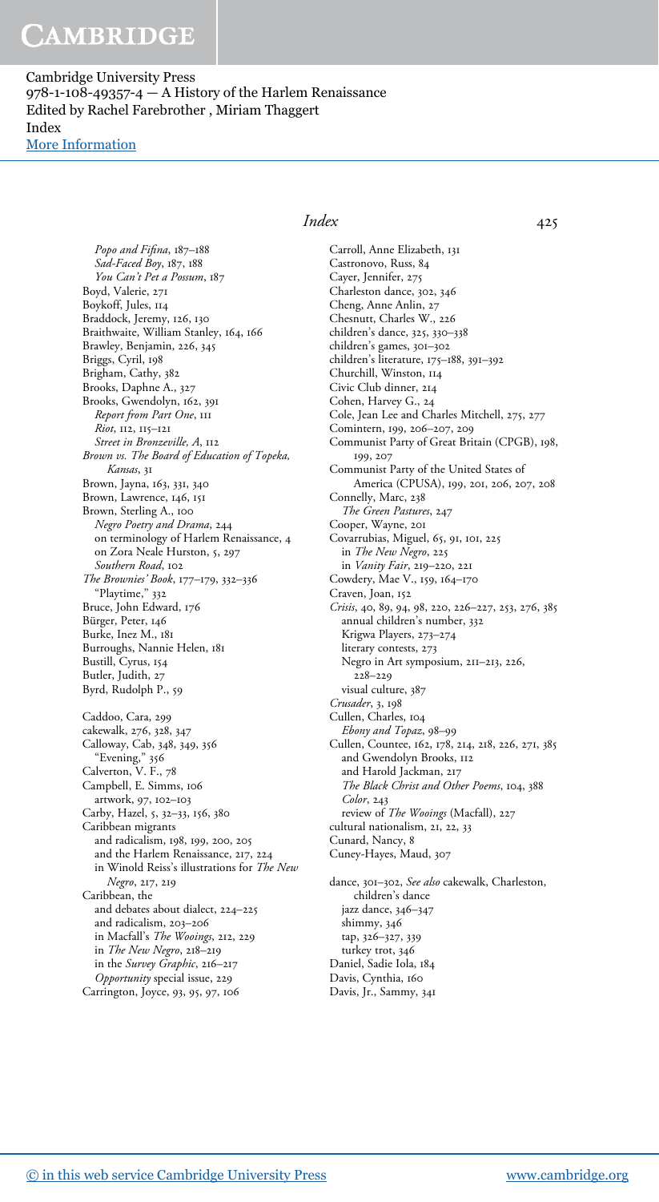*Popo and Fifina*, 187–188
*Sad-Faced Boy*, 187, 188
*You Can't Pet a Possum*, 187
Boyd, Valerie, 271
Boykoff, Jules, 114
Braddock, Jeremy, 126, 130
Braithwaite, William Stanley, 164, 166
Brawley, Benjamin, 226, 345
Briggs, Cyril, 198
Brigham, Cathy, 382
Brooks, Daphne A., 327
Brooks, Gwendolyn, 162, 391
*Report from Part One*, 111
*Riot*, 112, 115–121
*Street in Bronzeville, A*, 112
*Brown vs. The Board of Education of Topeka, Kansas*, 31
Brown, Jayna, 163, 331, 340
Brown, Lawrence, 146, 151
Brown, Sterling A., 100
*Negro Poetry and Drama*, 244
on terminology of Harlem Renaissance, 4
on Zora Neale Hurston, 5, 297
*Southern Road*, 102
*The Brownies' Book*, 177–179, 332–336
"Playtime," 332
Bruce, John Edward, 176
Bürger, Peter, 146
Burke, Inez M., 181
Burroughs, Nannie Helen, 181
Bustill, Cyrus, 154
Butler, Judith, 27
Byrd, Rudolph P., 59

Caddoo, Cara, 299
cakewalk, 276, 328, 347
Calloway, Cab, 348, 349, 356
"Evening," 356
Calverton, V. F., 78
Campbell, E. Simms, 106
artwork, 97, 102–103
Carby, Hazel, 5, 32–33, 156, 380
Caribbean migrants
and radicalism, 198, 199, 200, 205
and the Harlem Renaissance, 217, 224
in Winold Reiss's illustrations for *The New Negro*, 217, 219
Caribbean, the
and debates about dialect, 224–225
and radicalism, 203–206
in Macfall's *The Wooings*, 212, 229
in *The New Negro*, 218–219
in the *Survey Graphic*, 216–217
*Opportunity* special issue, 229
Carrington, Joyce, 93, 95, 97, 106
Carroll, Anne Elizabeth, 131
Castronovo, Russ, 84
Cayer, Jennifer, 275
Charleston dance, 302, 346
Cheng, Anne Anlin, 27
Chesnutt, Charles W., 226
children's dance, 325, 330–338
children's games, 301–302
children's literature, 175–188, 391–392
Churchill, Winston, 114
Civic Club dinner, 214
Cohen, Harvey G., 24
Cole, Jean Lee and Charles Mitchell, 275, 277
Comintern, 199, 206–207, 209
Communist Party of Great Britain (CPGB), 198, 199, 207
Communist Party of the United States of America (CPUSA), 199, 201, 206, 207, 208
Connelly, Marc, 238
*The Green Pastures*, 247
Cooper, Wayne, 201
Covarrubias, Miguel, 65, 91, 101, 225
in *The New Negro*, 225
in *Vanity Fair*, 219–220, 221
Cowdery, Mae V., 159, 164–170
Craven, Joan, 152
*Crisis*, 40, 89, 94, 98, 220, 226–227, 253, 276, 385
annual children's number, 332
Krigwa Players, 273–274
literary contests, 273
Negro in Art symposium, 211–213, 226, 228–229
visual culture, 387
*Crusader*, 3, 198
Cullen, Charles, 104
*Ebony and Topaz*, 98–99
Cullen, Countee, 162, 178, 214, 218, 226, 271, 385
and Gwendolyn Brooks, 112
and Harold Jackman, 217
*The Black Christ and Other Poems*, 104, 388
*Color*, 243
review of *The Wooings* (Macfall), 227
cultural nationalism, 21, 22, 33
Cunard, Nancy, 8
Cuney-Hayes, Maud, 307

dance, 301–302, *See also* cakewalk, Charleston, children's dance
jazz dance, 346–347
shimmy, 346
tap, 326–327, 339
turkey trot, 346
Daniel, Sadie Iola, 184
Davis, Cynthia, 160
Davis, Jr., Sammy, 341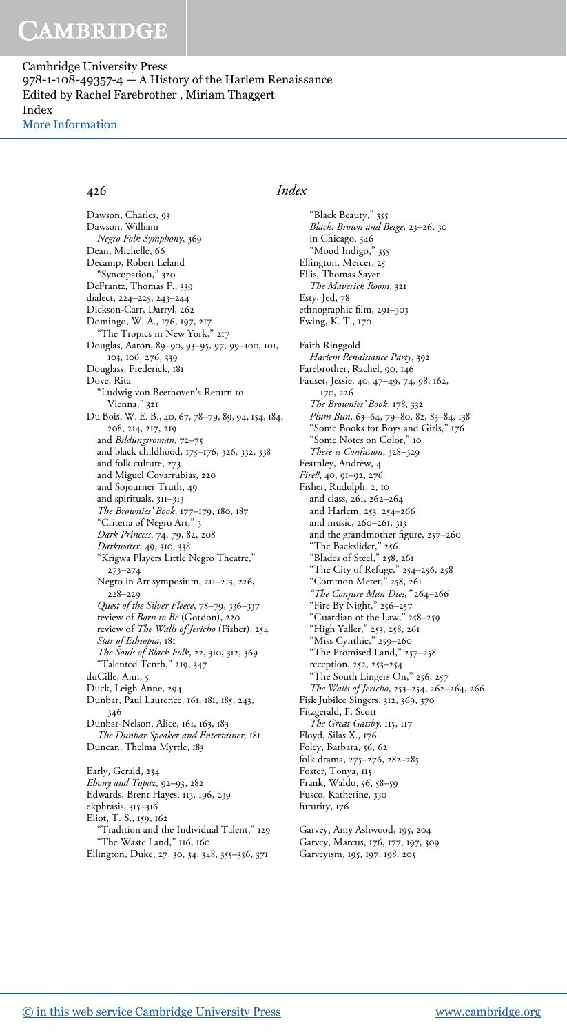Dawson, Charles, 93
Dawson, William
  *Negro Folk Symphony*, 369
Dean, Michelle, 66
Decamp, Robert Leland
  "Syncopation," 320
DeFrantz, Thomas F., 339
dialect, 224–225, 243–244
Dickson-Carr, Darryl, 262
Domingo, W. A., 176, 197, 217
  "The Tropics in New York," 217
Douglas, Aaron, 89–90, 93–95, 97, 99–100, 101, 103, 106, 276, 339
Douglass, Frederick, 181
Dove, Rita
  "Ludwig von Beethoven's Return to Vienna," 321
Du Bois, W. E. B., 40, 67, 78–79, 89, 94, 154, 184, 208, 214, 217, 219
  and *Bildungsroman*, 72–75
  and black childhood, 175–176, 326, 332, 338
  and folk culture, 273
  and Miguel Covarrubias, 220
  and Sojourner Truth, 49
  and spirituals, 311–313
  *The Brownies' Book*, 177–179, 180, 187
  "Criteria of Negro Art," 3
  *Dark Princess*, 74, 79, 82, 208
  *Darkwater*, 49, 310, 338
  "Krigwa Players Little Negro Theatre," 273–274
  Negro in Art symposium, 211–213, 226, 228–229
  *Quest of the Silver Fleece*, 78–79, 336–337
  review of *Born to Be* (Gordon), 220
  review of *The Walls of Jericho* (Fisher), 254
  *Star of Ethiopia*, 181
  *The Souls of Black Folk*, 22, 310, 312, 369
  "Talented Tenth," 219, 347
duCille, Ann, 5
Duck, Leigh Anne, 294
Dunbar, Paul Laurence, 161, 181, 185, 243, 346
Dunbar-Nelson, Alice, 161, 163, 183
  *The Dunbar Speaker and Entertainer*, 181
Duncan, Thelma Myrtle, 183

Early, Gerald, 234
*Ebony and Topaz*, 92–93, 282
Edwards, Brent Hayes, 113, 196, 239
ekphrasis, 315–316
Eliot, T. S., 159, 162
  "Tradition and the Individual Talent," 129
  "The Waste Land," 116, 160
Ellington, Duke, 27, 30, 34, 348, 355–356, 371
  "Black Beauty," 355
  *Black, Brown and Beige*, 23–26, 30
  in Chicago, 346
  "Mood Indigo," 355
Ellington, Mercer, 25
Ellis, Thomas Sayer
  *The Maverick Room*, 321
Esty, Jed, 78
ethnographic film, 291–303
Ewing, K. T., 170

Faith Ringgold
  *Harlem Renaissance Party*, 392
Farebrother, Rachel, 90, 146
Fauset, Jessie, 40, 47–49, 74, 98, 162, 170, 226
  *The Brownies' Book*, 178, 332
  *Plum Bun*, 63–64, 79–80, 82, 83–84, 138
  "Some Books for Boys and Girls," 176
  "Some Notes on Color," 10
  *There is Confusion*, 328–329
Fearnley, Andrew, 4
*Fire!!*, 40, 91–92, 276
Fisher, Rudolph, 2, 10
  and class, 261, 262–264
  and Harlem, 253, 254–266
  and music, 260–261, 313
  and the grandmother figure, 257–260
  "The Backslider," 256
  "Blades of Steel," 258, 261
  "The City of Refuge," 254–256, 258
  "Common Meter," 258, 261
  *"The Conjure Man Dies,"* 264–266
  "Fire By Night," 256–257
  "Guardian of the Law," 258–259
  "High Yaller," 253, 258, 261
  "Miss Cynthie," 259–260
  "The Promised Land," 257–258
  reception, 252, 253–254
  "The South Lingers On," 256, 257
  *The Walls of Jericho*, 253–254, 262–264, 266
Fisk Jubilee Singers, 312, 369, 370
Fitzgerald, F. Scott
  *The Great Gatsby*, 115, 117
Floyd, Silas X., 176
Foley, Barbara, 56, 62
folk drama, 275–276, 282–285
Foster, Tonya, 115
Frank, Waldo, 56, 58–59
Fusco, Katherine, 330
futurity, 176

Garvey, Amy Ashwood, 195, 204
Garvey, Marcus, 176, 177, 197, 309
Garveyism, 195, 197, 198, 205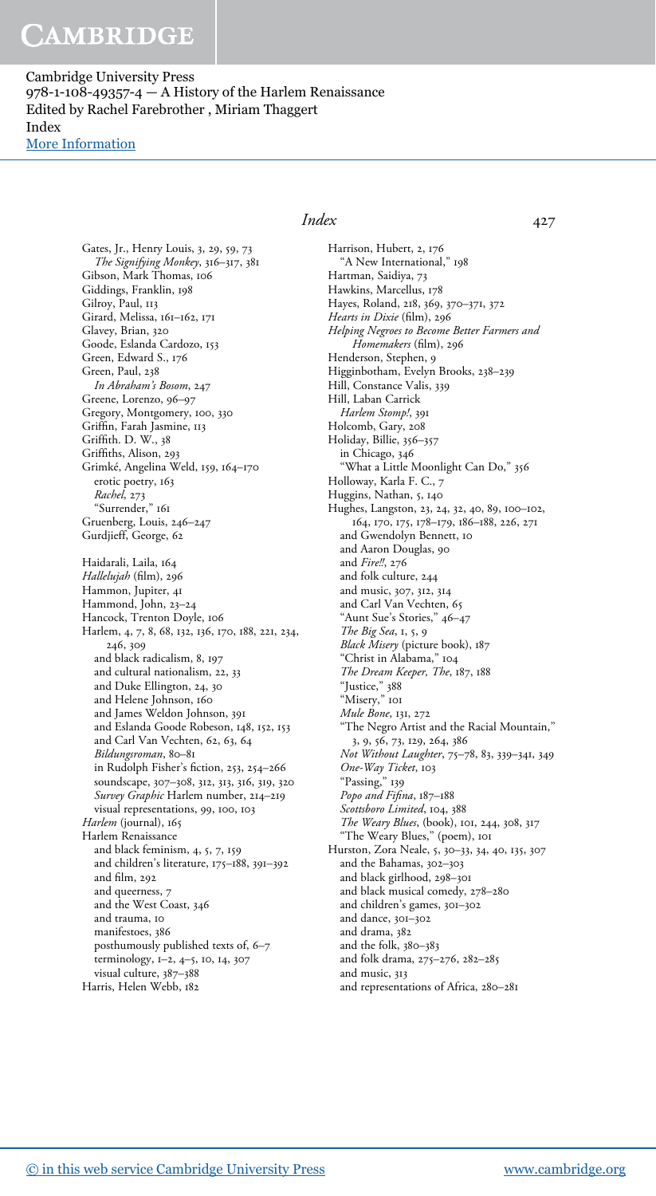Gates, Jr., Henry Louis, 3, 29, 59, 73
  *The Signifying Monkey*, 316–317, 381
Gibson, Mark Thomas, 106
Giddings, Franklin, 198
Gilroy, Paul, 113
Girard, Melissa, 161–162, 171
Glavey, Brian, 320
Goode, Eslanda Cardozo, 153
Green, Edward S., 176
Green, Paul, 238
  *In Abraham's Bosom*, 247
Greene, Lorenzo, 96–97
Gregory, Montgomery, 100, 330
Griffin, Farah Jasmine, 113
Griffith. D. W., 38
Griffiths, Alison, 293
Grimké, Angelina Weld, 159, 164–170
  erotic poetry, 163
  *Rachel*, 273
  "Surrender," 161
Gruenberg, Louis, 246–247
Gurdjieff, George, 62

Haidarali, Laila, 164
*Hallelujah* (film), 296
Hammon, Jupiter, 41
Hammond, John, 23–24
Hancock, Trenton Doyle, 106
Harlem, 4, 7, 8, 68, 132, 136, 170, 188, 221, 234, 246, 309
  and black radicalism, 8, 197
  and cultural nationalism, 22, 33
  and Duke Ellington, 24, 30
  and Helene Johnson, 160
  and James Weldon Johnson, 391
  and Eslanda Goode Robeson, 148, 152, 153
  and Carl Van Vechten, 62, 63, 64
  *Bildungsroman*, 80–81
  in Rudolph Fisher's fiction, 253, 254–266
  soundscape, 307–308, 312, 313, 316, 319, 320
  *Survey Graphic* Harlem number, 214–219
  visual representations, 99, 100, 103
*Harlem* (journal), 165
Harlem Renaissance
  and black feminism, 4, 5, 7, 159
  and children's literature, 175–188, 391–392
  and film, 292
  and queerness, 7
  and the West Coast, 346
  and trauma, 10
  manifestoes, 386
  posthumously published texts of, 6–7
  terminology, 1–2, 4–5, 10, 14, 307
  visual culture, 387–388
Harris, Helen Webb, 182
Harrison, Hubert, 2, 176
  "A New International," 198
Hartman, Saidiya, 73
Hawkins, Marcellus, 178
Hayes, Roland, 218, 369, 370–371, 372
*Hearts in Dixie* (film), 296
*Helping Negroes to Become Better Farmers and Homemakers* (film), 296
Henderson, Stephen, 9
Higginbotham, Evelyn Brooks, 238–239
Hill, Constance Valis, 339
Hill, Laban Carrick
  *Harlem Stomp!*, 391
Holcomb, Gary, 208
Holiday, Billie, 356–357
  in Chicago, 346
  "What a Little Moonlight Can Do," 356
Holloway, Karla F. C., 7
Huggins, Nathan, 5, 140
Hughes, Langston, 23, 24, 32, 40, 89, 100–102, 164, 170, 175, 178–179, 186–188, 226, 271
  and Gwendolyn Bennett, 10
  and Aaron Douglas, 90
  and *Fire!!*, 276
  and folk culture, 244
  and music, 307, 312, 314
  and Carl Van Vechten, 65
  "Aunt Sue's Stories," 46–47
  *The Big Sea*, 1, 5, 9
  *Black Misery* (picture book), 187
  "Christ in Alabama," 104
  *The Dream Keeper, The*, 187, 188
  "Justice," 388
  "Misery," 101
  *Mule Bone*, 131, 272
  "The Negro Artist and the Racial Mountain," 3, 9, 56, 73, 129, 264, 386
  *Not Without Laughter*, 75–78, 83, 339–341, 349
  *One-Way Ticket*, 103
  "Passing," 139
  *Popo and Fifina*, 187–188
  *Scottsboro Limited*, 104, 388
  *The Weary Blues*, (book), 101, 244, 308, 317
  "The Weary Blues," (poem), 101
Hurston, Zora Neale, 5, 30–33, 34, 40, 135, 307
  and the Bahamas, 302–303
  and black girlhood, 298–301
  and black musical comedy, 278–280
  and children's games, 301–302
  and dance, 301–302
  and drama, 382
  and the folk, 380–383
  and folk drama, 275–276, 282–285
  and music, 313
  and representations of Africa, 280–281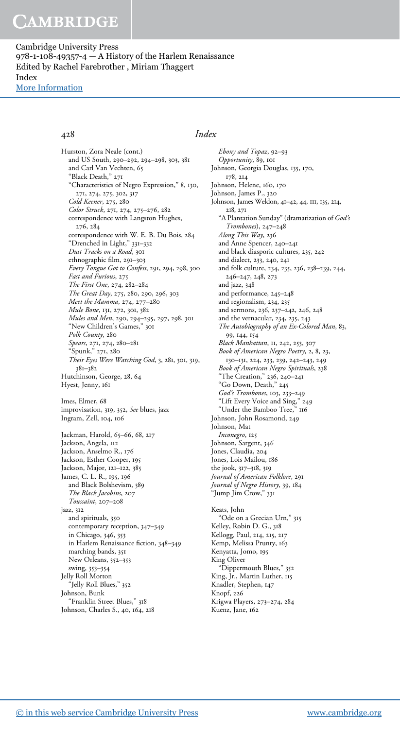Hurston, Zora Neale (cont.)
  and US South, 290–292, 294–298, 303, 381
  and Carl Van Vechten, 65
  "Black Death," 271
  "Characteristics of Negro Expression," 8, 130, 271, 274, 275, 302, 317
  *Cold Keener*, 275, 280
  *Color Struck*, 271, 274, 275–276, 282
  correspondence with Langston Hughes, 276, 284
  correspondence with W. E. B. Du Bois, 284
  "Drenched in Light," 331–332
  *Dust Tracks on a Road*, 301
  ethnographic film, 291–303
  *Every Tongue Got to Confess*, 291, 294, 298, 300
  *Fast and Furious*, 275
  *The First One*, 274, 282–284
  *The Great Day*, 275, 280, 290, 296, 303
  *Meet the Mamma*, 274, 277–280
  *Mule Bone*, 131, 272, 301, 382
  *Mules and Men*, 290, 294–295, 297, 298, 301
  "New Children's Games," 301
  *Polk County*, 280
  *Spears*, 271, 274, 280–281
  "Spunk," 271, 280
  *Their Eyes Were Watching God*, 3, 281, 301, 319, 381–382
Hutchinson, George, 28, 64
Hyest, Jenny, 161

Imes, Elmer, 68
improvisation, 319, 352, *See* blues, jazz
Ingram, Zell, 104, 106

Jackman, Harold, 65–66, 68, 217
Jackson, Angela, 112
Jackson, Anselmo R., 176
Jackson, Esther Cooper, 195
Jackson, Major, 121–122, 385
James, C. L. R., 195, 196
  and Black Bolshevism, 389
  *The Black Jacobins*, 207
  *Toussaint*, 207–208
jazz, 312
  and spirituals, 350
  contemporary reception, 347–349
  in Chicago, 346, 353
  in Harlem Renaissance fiction, 348–349
  marching bands, 351
  New Orleans, 352–353
  swing, 353–354
Jelly Roll Morton
  "Jelly Roll Blues," 352
Johnson, Bunk
  "Franklin Street Blues," 318
Johnson, Charles S., 40, 164, 218
  *Ebony and Topaz*, 92–93
  *Opportunity*, 89, 101
Johnson, Georgia Douglas, 135, 170, 178, 214
Johnson, Helene, 160, 170
Johnson, James P., 320
Johnson, James Weldon, 41–42, 44, 111, 135, 214, 218, 271
  "A Plantation Sunday" (dramatization of *God's Trombones*), 247–248
  *Along This Way*, 236
  and Anne Spencer, 240–241
  and black diasporic cultures, 235, 242
  and dialect, 233, 240, 241
  and folk culture, 234, 235, 236, 238–239, 244, 246–247, 248, 273
  and jazz, 348
  and performance, 245–248
  and regionalism, 234, 235
  and sermons, 236, 237–242, 246, 248
  and the vernacular, 234, 235, 243
  *The Autobiography of an Ex-Colored Man*, 83, 99, 144, 154
  *Black Manhattan*, 11, 242, 253, 307
  *Book of American Negro Poetry*, 2, 8, 23, 130–131, 224, 233, 239, 242–243, 249
  *Book of American Negro Spirituals*, 238
  "The Creation," 236, 240–241
  "Go Down, Death," 245
  *God's Trombones*, 103, 233–249
  "Lift Every Voice and Sing," 249
  "Under the Bamboo Tree," 116
Johnson, John Rosamond, 249
Johnson, Mat
  *Inconegro*, 125
Johnson, Sargent, 346
Jones, Claudia, 204
Jones, Lois Mailou, 186
the jook, 317–318, 319
*Journal of American Folklore*, 291
*Journal of Negro History*, 39, 184
"Jump Jim Crow," 331

Keats, John
  "Ode on a Grecian Urn," 315
Kelley, Robin D. G., 318
Kellogg, Paul, 214, 215, 217
Kemp, Melissa Prunty, 163
Kenyatta, Jomo, 195
King Oliver
  "Dippermouth Blues," 352
King, Jr., Martin Luther, 115
Knadler, Stephen, 147
Knopf, 226
Krigwa Players, 273–274, 284
Kuenz, Jane, 162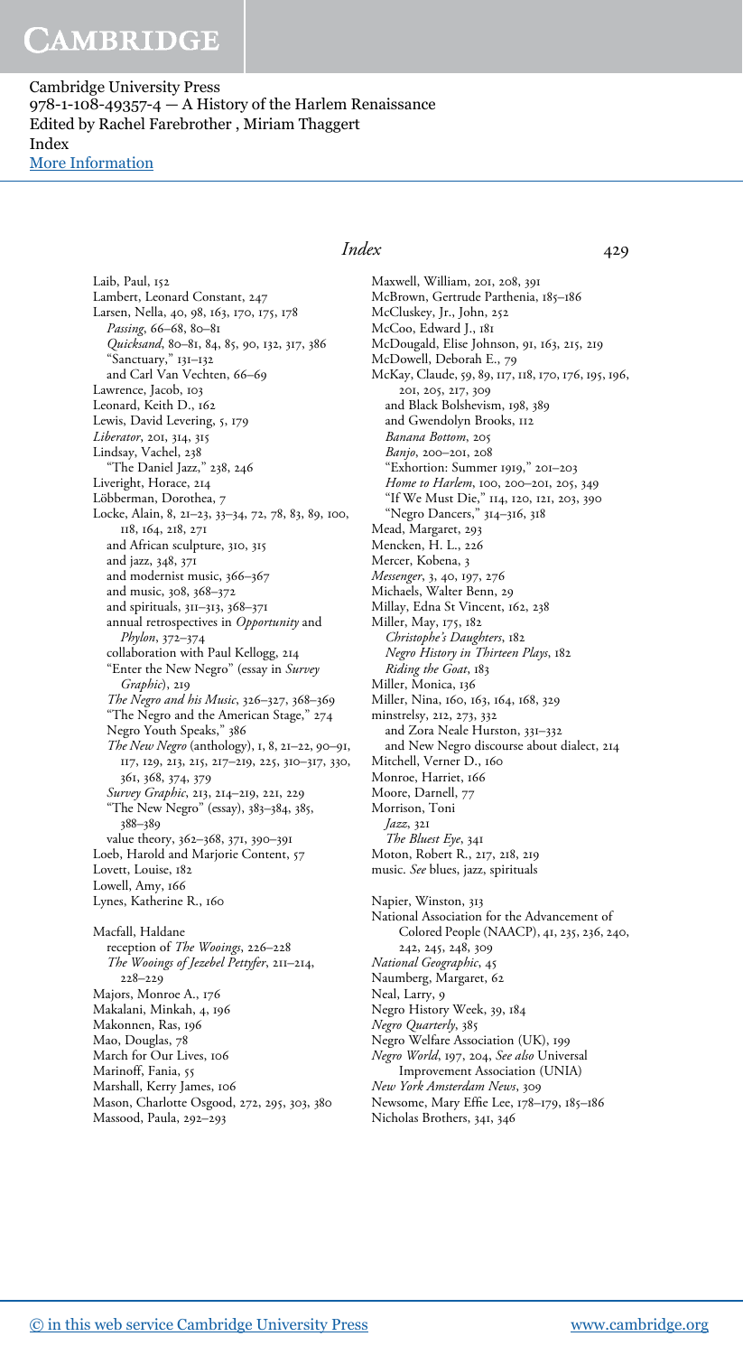Laib, Paul, 152
Lambert, Leonard Constant, 247
Larsen, Nella, 40, 98, 163, 170, 175, 178
  *Passing*, 66–68, 80–81
  *Quicksand*, 80–81, 84, 85, 90, 132, 317, 386
  "Sanctuary," 131–132
  and Carl Van Vechten, 66–69
Lawrence, Jacob, 103
Leonard, Keith D., 162
Lewis, David Levering, 5, 179
*Liberator*, 201, 314, 315
Lindsay, Vachel, 238
  "The Daniel Jazz," 238, 246
Liveright, Horace, 214
Löbberman, Dorothea, 7
Locke, Alain, 8, 21–23, 33–34, 72, 78, 83, 89, 100, 118, 164, 218, 271
  and African sculpture, 310, 315
  and jazz, 348, 371
  and modernist music, 366–367
  and music, 308, 368–372
  and spirituals, 311–313, 368–371
  annual retrospectives in *Opportunity* and *Phylon*, 372–374
  collaboration with Paul Kellogg, 214
  "Enter the New Negro" (essay in *Survey Graphic*), 219
  *The Negro and his Music*, 326–327, 368–369
  "The Negro and the American Stage," 274
  Negro Youth Speaks," 386
  *The New Negro* (anthology), 1, 8, 21–22, 90–91, 117, 129, 213, 215, 217–219, 225, 310–317, 330, 361, 368, 374, 379
  *Survey Graphic*, 213, 214–219, 221, 229
  "The New Negro" (essay), 383–384, 385, 388–389
  value theory, 362–368, 371, 390–391
Loeb, Harold and Marjorie Content, 57
Lovett, Louise, 182
Lowell, Amy, 166
Lynes, Katherine R., 160

Macfall, Haldane
  reception of *The Wooings*, 226–228
  *The Wooings of Jezebel Pettyfer*, 211–214, 228–229
Majors, Monroe A., 176
Makalani, Minkah, 4, 196
Makonnen, Ras, 196
Mao, Douglas, 78
March for Our Lives, 106
Marinoff, Fania, 55
Marshall, Kerry James, 106
Mason, Charlotte Osgood, 272, 295, 303, 380
Massood, Paula, 292–293
Maxwell, William, 201, 208, 391
McBrown, Gertrude Parthenia, 185–186
McCluskey, Jr., John, 252
McCoo, Edward J., 181
McDougald, Elise Johnson, 91, 163, 215, 219
McDowell, Deborah E., 79
McKay, Claude, 59, 89, 117, 118, 170, 176, 195, 196, 201, 205, 217, 309
  and Black Bolshevism, 198, 389
  and Gwendolyn Brooks, 112
  *Banana Bottom*, 205
  *Banjo*, 200–201, 208
  "Exhortion: Summer 1919," 201–203
  *Home to Harlem*, 100, 200–201, 205, 349
  "If We Must Die," 114, 120, 121, 203, 390
  "Negro Dancers," 314–316, 318
Mead, Margaret, 293
Mencken, H. L., 226
Mercer, Kobena, 3
*Messenger*, 3, 40, 197, 276
Michaels, Walter Benn, 29
Millay, Edna St Vincent, 162, 238
Miller, May, 175, 182
  *Christophe's Daughters*, 182
  *Negro History in Thirteen Plays*, 182
  *Riding the Goat*, 183
Miller, Monica, 136
Miller, Nina, 160, 163, 164, 168, 329
minstrelsy, 212, 273, 332
  and Zora Neale Hurston, 331–332
  and New Negro discourse about dialect, 214
Mitchell, Verner D., 160
Monroe, Harriet, 166
Moore, Darnell, 77
Morrison, Toni
  *Jazz*, 321
  *The Bluest Eye*, 341
Moton, Robert R., 217, 218, 219
music. *See* blues, jazz, spirituals

Napier, Winston, 313
National Association for the Advancement of Colored People (NAACP), 41, 235, 236, 240, 242, 245, 248, 309
*National Geographic*, 45
Naumberg, Margaret, 62
Neal, Larry, 9
Negro History Week, 39, 184
*Negro Quarterly*, 385
Negro Welfare Association (UK), 199
*Negro World*, 197, 204, *See also* Universal Improvement Association (UNIA)
*New York Amsterdam News*, 309
Newsome, Mary Effie Lee, 178–179, 185–186
Nicholas Brothers, 341, 346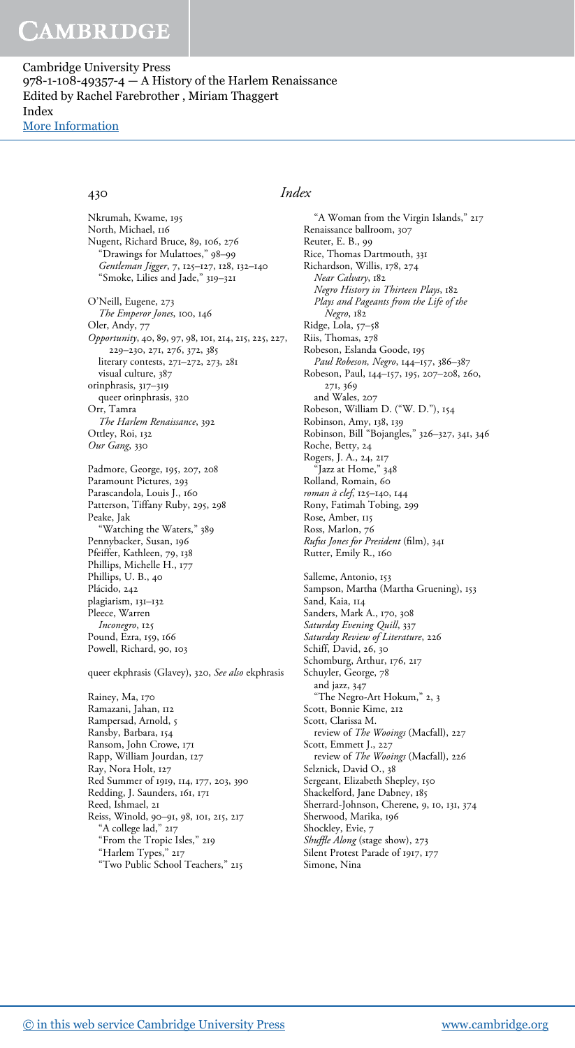Nkrumah, Kwame, 195
North, Michael, 116
Nugent, Richard Bruce, 89, 106, 276
  "Drawings for Mulattoes," 98–99
  *Gentleman Jigger*, 7, 125–127, 128, 132–140
  "Smoke, Lilies and Jade," 319–321

O'Neill, Eugene, 273
  *The Emperor Jones*, 100, 146
Oler, Andy, 77
*Opportunity*, 40, 89, 97, 98, 101, 214, 215, 225, 227, 229–230, 271, 276, 372, 385
  literary contests, 271–272, 273, 281
  visual culture, 387
orinphrasis, 317–319
  queer orinphrasis, 320
Orr, Tamra
  *The Harlem Renaissance*, 392
Ottley, Roi, 132
*Our Gang*, 330

Padmore, George, 195, 207, 208
Paramount Pictures, 293
Parascandola, Louis J., 160
Patterson, Tiffany Ruby, 295, 298
Peake, Jak
  "Watching the Waters," 389
Pennybacker, Susan, 196
Pfeiffer, Kathleen, 79, 138
Phillips, Michelle H., 177
Phillips, U. B., 40
Plácido, 242
plagiarism, 131–132
Pleece, Warren
  *Inconegro*, 125
Pound, Ezra, 159, 166
Powell, Richard, 90, 103

queer ekphrasis (Glavey), 320, *See also* ekphrasis

Rainey, Ma, 170
Ramazani, Jahan, 112
Rampersad, Arnold, 5
Ransby, Barbara, 154
Ransom, John Crowe, 171
Rapp, William Jourdan, 127
Ray, Nora Holt, 127
Red Summer of 1919, 114, 177, 203, 390
Redding, J. Saunders, 161, 171
Reed, Ishmael, 21
Reiss, Winold, 90–91, 98, 101, 215, 217
  "A college lad," 217
  "From the Tropic Isles," 219
  "Harlem Types," 217
  "Two Public School Teachers," 215
  "A Woman from the Virgin Islands," 217
Renaissance ballroom, 307
Reuter, E. B., 99
Rice, Thomas Dartmouth, 331
Richardson, Willis, 178, 274
  *Near Calvary*, 182
  *Negro History in Thirteen Plays*, 182
  *Plays and Pageants from the Life of the Negro*, 182
Ridge, Lola, 57–58
Riis, Thomas, 278
Robeson, Eslanda Goode, 195
  *Paul Robeson, Negro*, 144–157, 386–387
Robeson, Paul, 144–157, 195, 207–208, 260, 271, 369
  and Wales, 207
Robeson, William D. ("W. D."), 154
Robinson, Amy, 138, 139
Robinson, Bill "Bojangles," 326–327, 341, 346
Roche, Betty, 24
Rogers, J. A., 24, 217
  "Jazz at Home," 348
Rolland, Romain, 60
*roman à clef*, 125–140, 144
Rony, Fatimah Tobing, 299
Rose, Amber, 115
Ross, Marlon, 76
*Rufus Jones for President* (film), 341
Rutter, Emily R., 160

Salleme, Antonio, 153
Sampson, Martha (Martha Gruening), 153
Sand, Kaia, 114
Sanders, Mark A., 170, 308
*Saturday Evening Quill*, 337
*Saturday Review of Literature*, 226
Schiff, David, 26, 30
Schomburg, Arthur, 176, 217
Schuyler, George, 78
  and jazz, 347
  "The Negro-Art Hokum," 2, 3
Scott, Bonnie Kime, 212
Scott, Clarissa M.
  review of *The Wooings* (Macfall), 227
Scott, Emmett J., 227
  review of *The Wooings* (Macfall), 226
Selznick, David O., 38
Sergeant, Elizabeth Shepley, 150
Shackelford, Jane Dabney, 185
Sherrard-Johnson, Cherene, 9, 10, 131, 374
Sherwood, Marika, 196
Shockley, Evie, 7
*Shuffle Along* (stage show), 273
Silent Protest Parade of 1917, 177
Simone, Nina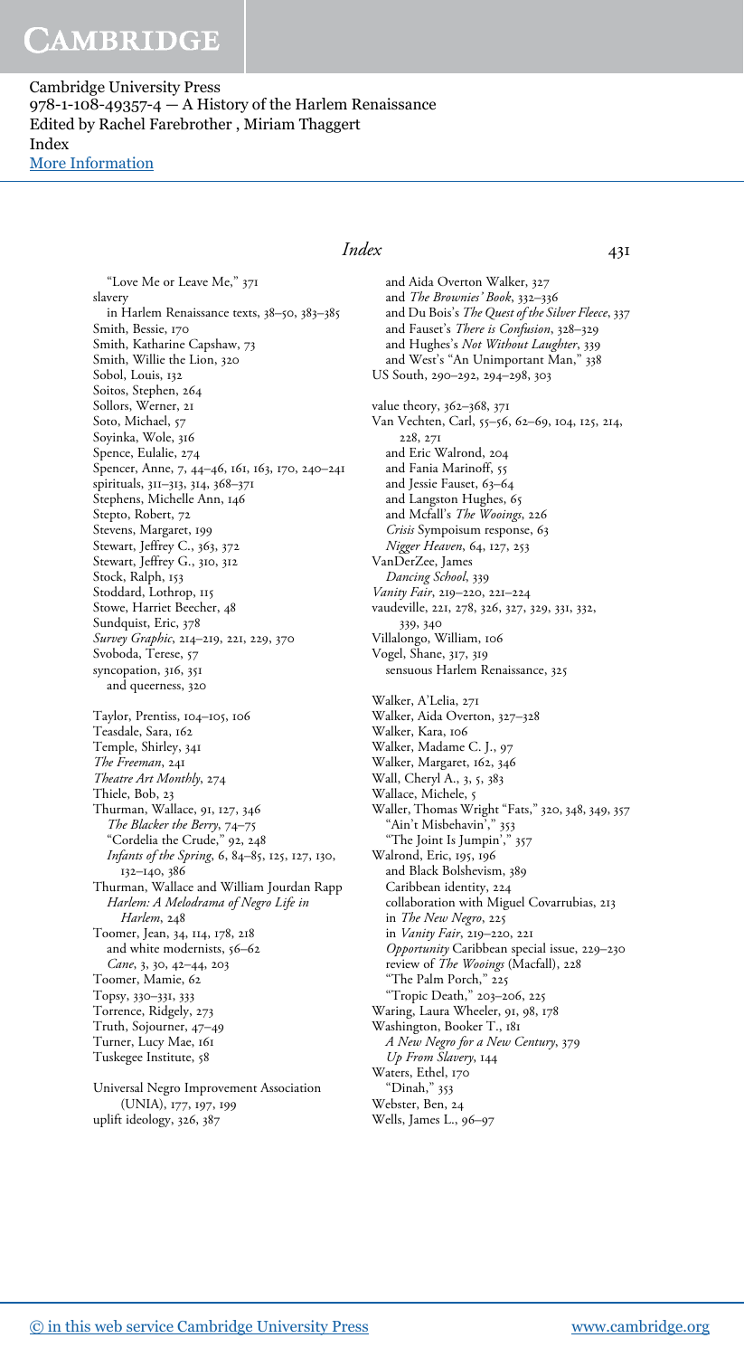"Love Me or Leave Me," 371
slavery
  in Harlem Renaissance texts, 38–50, 383–385
Smith, Bessie, 170
Smith, Katharine Capshaw, 73
Smith, Willie the Lion, 320
Sobol, Louis, 132
Soitos, Stephen, 264
Sollors, Werner, 21
Soto, Michael, 57
Soyinka, Wole, 316
Spence, Eulalie, 274
Spencer, Anne, 7, 44–46, 161, 163, 170, 240–241
spirituals, 311–313, 314, 368–371
Stephens, Michelle Ann, 146
Stepto, Robert, 72
Stevens, Margaret, 199
Stewart, Jeffrey C., 363, 372
Stewart, Jeffrey G., 310, 312
Stock, Ralph, 153
Stoddard, Lothrop, 115
Stowe, Harriet Beecher, 48
Sundquist, Eric, 378
*Survey Graphic*, 214–219, 221, 229, 370
Svoboda, Terese, 57
syncopation, 316, 351
  and queerness, 320

Taylor, Prentiss, 104–105, 106
Teasdale, Sara, 162
Temple, Shirley, 341
*The Freeman*, 241
*Theatre Art Monthly*, 274
Thiele, Bob, 23
Thurman, Wallace, 91, 127, 346
  *The Blacker the Berry*, 74–75
  "Cordelia the Crude," 92, 248
  *Infants of the Spring*, 6, 84–85, 125, 127, 130, 132–140, 386
Thurman, Wallace and William Jourdan Rapp
  *Harlem: A Melodrama of Negro Life in Harlem*, 248
Toomer, Jean, 34, 114, 178, 218
  and white modernists, 56–62
  *Cane*, 3, 30, 42–44, 203
Toomer, Mamie, 62
Topsy, 330–331, 333
Torrence, Ridgely, 273
Truth, Sojourner, 47–49
Turner, Lucy Mae, 161
Tuskegee Institute, 58

Universal Negro Improvement Association (UNIA), 177, 197, 199
uplift ideology, 326, 387

  and Aida Overton Walker, 327
  and *The Brownies' Book*, 332–336
  and Du Bois's *The Quest of the Silver Fleece*, 337
  and Fauset's *There is Confusion*, 328–329
  and Hughes's *Not Without Laughter*, 339
  and West's "An Unimportant Man," 338
US South, 290–292, 294–298, 303

value theory, 362–368, 371
Van Vechten, Carl, 55–56, 62–69, 104, 125, 214, 228, 271
  and Eric Walrond, 204
  and Fania Marinoff, 55
  and Jessie Fauset, 63–64
  and Langston Hughes, 65
  and Mcfall's *The Wooings*, 226
  *Crisis* Sympoisum response, 63
  *Nigger Heaven*, 64, 127, 253
VanDerZee, James
  *Dancing School*, 339
*Vanity Fair*, 219–220, 221–224
vaudeville, 221, 278, 326, 327, 329, 331, 332, 339, 340
Villalongo, William, 106
Vogel, Shane, 317, 319
  sensuous Harlem Renaissance, 325

Walker, A'Lelia, 271
Walker, Aida Overton, 327–328
Walker, Kara, 106
Walker, Madame C. J., 97
Walker, Margaret, 162, 346
Wall, Cheryl A., 3, 5, 383
Wallace, Michele, 5
Waller, Thomas Wright "Fats," 320, 348, 349, 357
  "Ain't Misbehavin'," 353
  "The Joint Is Jumpin'," 357
Walrond, Eric, 195, 196
  and Black Bolshevism, 389
  Caribbean identity, 224
  collaboration with Miguel Covarrubias, 213
  in *The New Negro*, 225
  in *Vanity Fair*, 219–220, 221
  *Opportunity* Caribbean special issue, 229–230
  review of *The Wooings* (Macfall), 228
  "The Palm Porch," 225
  "Tropic Death," 203–206, 225
Waring, Laura Wheeler, 91, 98, 178
Washington, Booker T., 181
  *A New Negro for a New Century*, 379
  *Up From Slavery*, 144
Waters, Ethel, 170
  "Dinah," 353
Webster, Ben, 24
Wells, James L., 96–97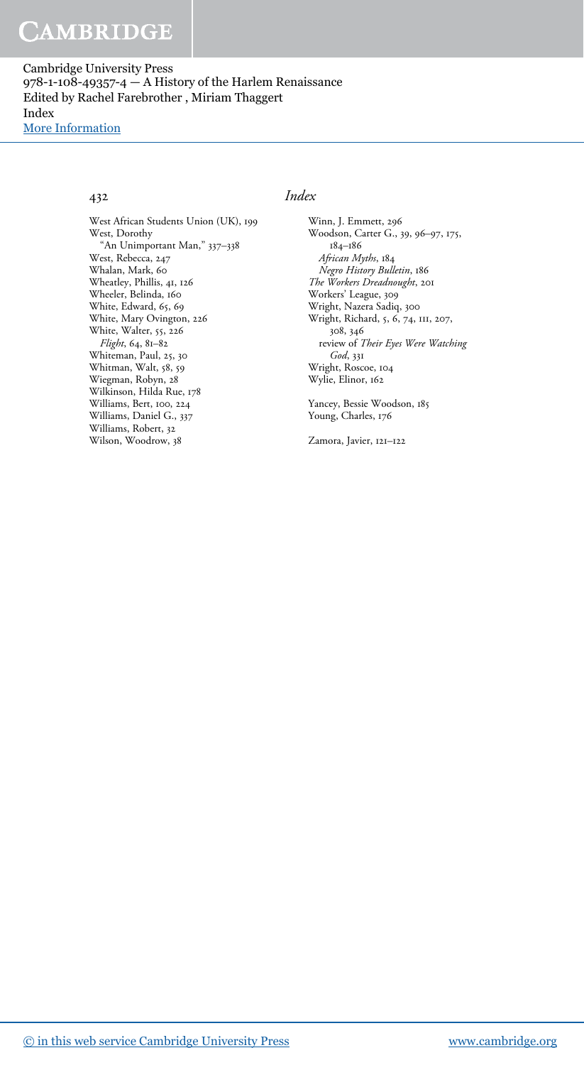West African Students Union (UK), 199
West, Dorothy
  "An Unimportant Man," 337–338
West, Rebecca, 247
Whalan, Mark, 60
Wheatley, Phillis, 41, 126
Wheeler, Belinda, 160
White, Edward, 65, 69
White, Mary Ovington, 226
White, Walter, 55, 226
  *Flight*, 64, 81–82
Whiteman, Paul, 25, 30
Whitman, Walt, 58, 59
Wiegman, Robyn, 28
Wilkinson, Hilda Rue, 178
Williams, Bert, 100, 224
Williams, Daniel G., 337
Williams, Robert, 32
Wilson, Woodrow, 38
Winn, J. Emmett, 296
Woodson, Carter G., 39, 96–97, 175, 184–186
  *African Myths*, 184
  *Negro History Bulletin*, 186
*The Workers Dreadnought*, 201
Workers' League, 309
Wright, Nazera Sadiq, 300
Wright, Richard, 5, 6, 74, 111, 207, 308, 346
  review of *Their Eyes Were Watching God*, 331
Wright, Roscoe, 104
Wylie, Elinor, 162

Yancey, Bessie Woodson, 185
Young, Charles, 176

Zamora, Javier, 121–122